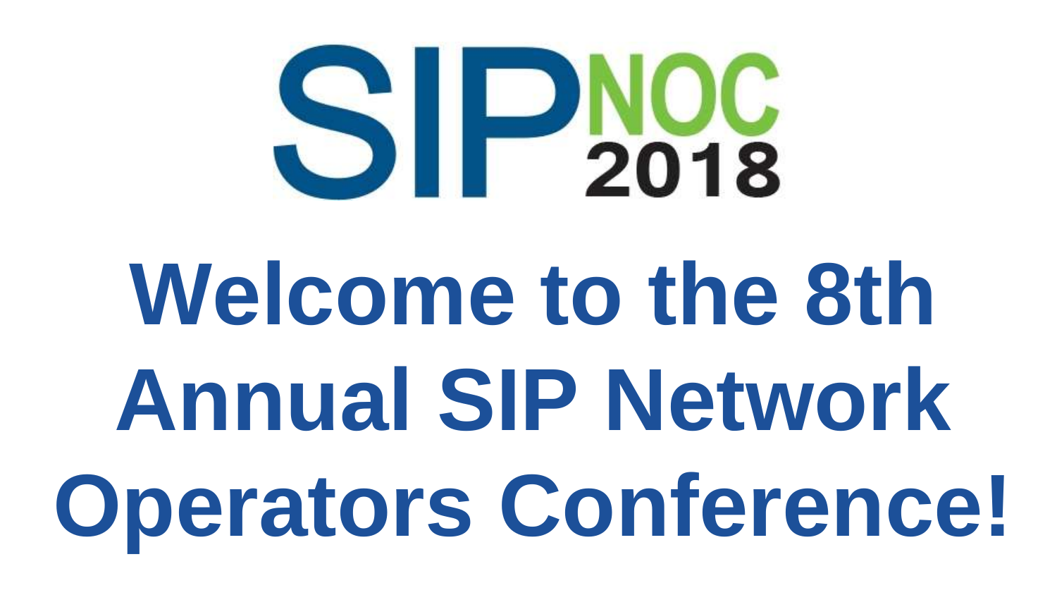# SIPNOC 2018

# Welcome to the 8th Annual SIP Network Operators Conference!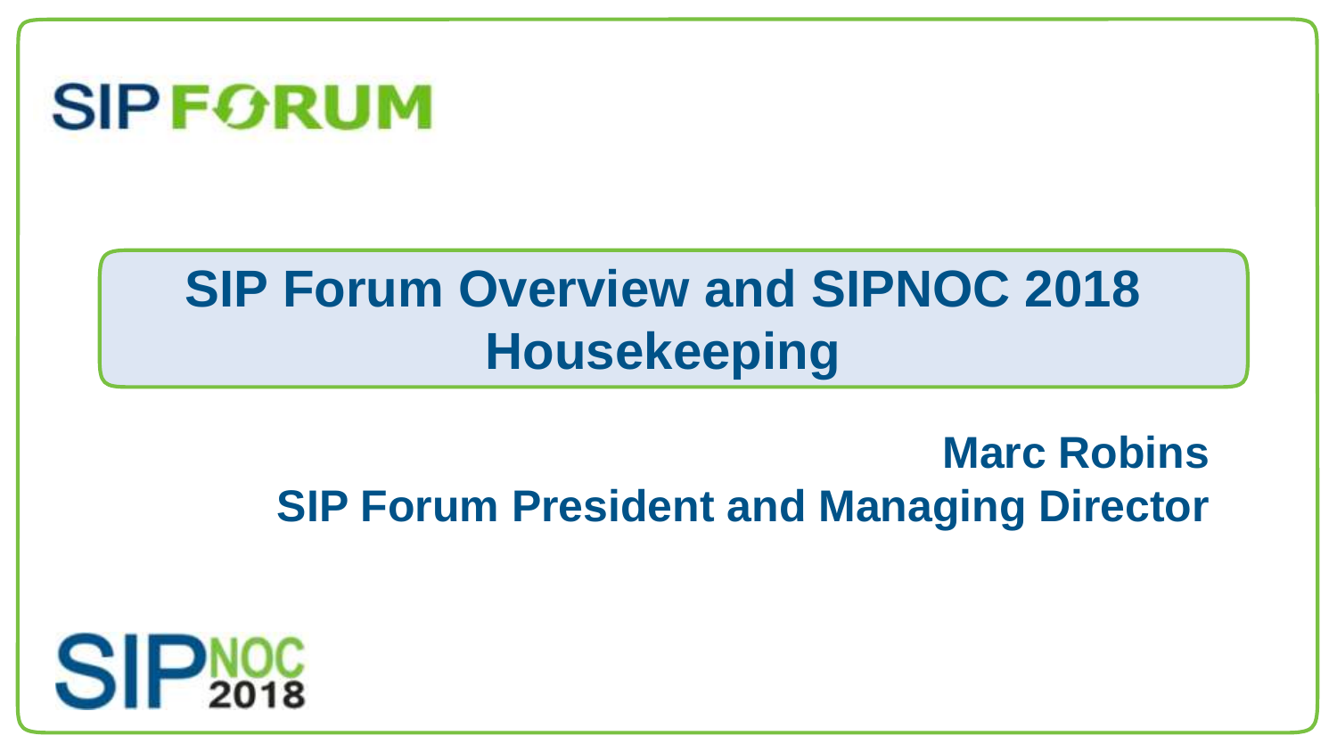SIP FORUM

# SIP Forum Overview and SIPNOC 2018 Housekeeping

**Marc Robins**
**SIP Forum President and Managing Director**

SIPNOC 2018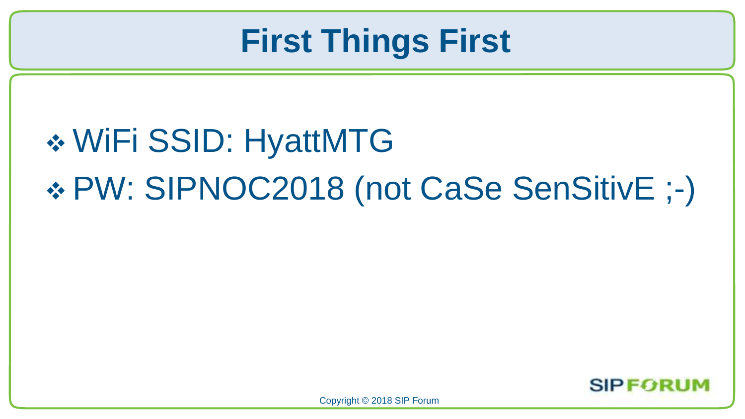# First Things First

- WiFi SSID: HyattMTG
- PW: SIPNOC2018 (not CaSe SenSitivE ;-)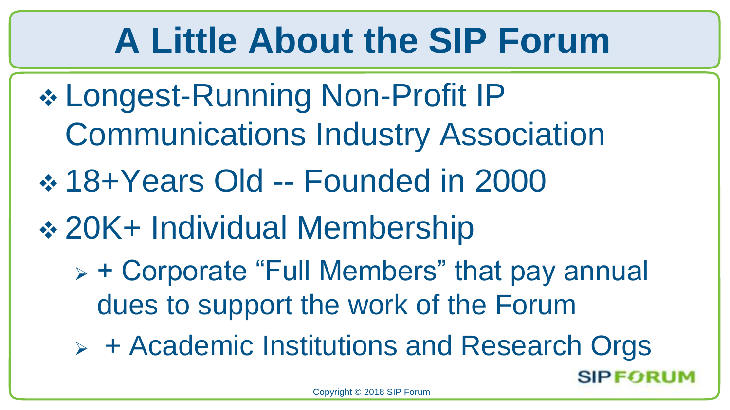# A Little About the SIP Forum

- Longest-Running Non-Profit IP Communications Industry Association
- 18+Years Old -- Founded in 2000
- 20K+ Individual Membership
  - + Corporate “Full Members” that pay annual dues to support the work of the Forum
  - + Academic Institutions and Research Orgs

SIPFORUM

Copyright © 2018 SIP Forum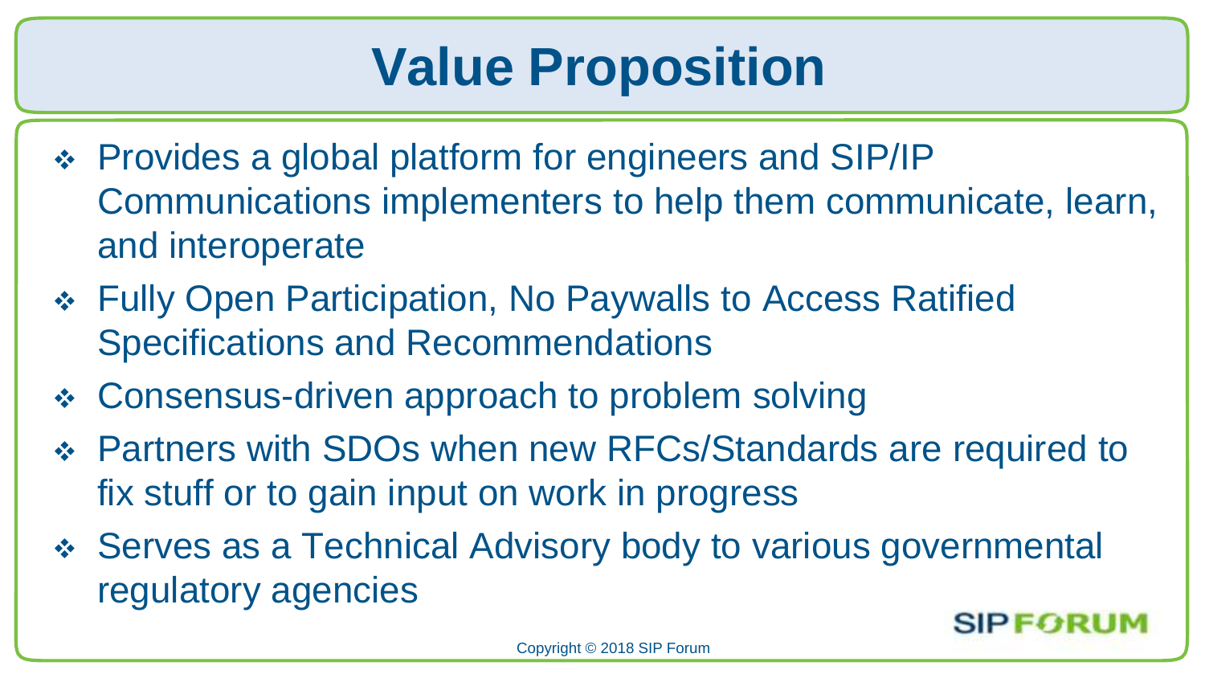# Value Proposition

- Provides a global platform for engineers and SIP/IP Communications implementers to help them communicate, learn, and interoperate
- Fully Open Participation, No Paywalls to Access Ratified Specifications and Recommendations
- Consensus-driven approach to problem solving
- Partners with SDOs when new RFCs/Standards are required to fix stuff or to gain input on work in progress
- Serves as a Technical Advisory body to various governmental regulatory agencies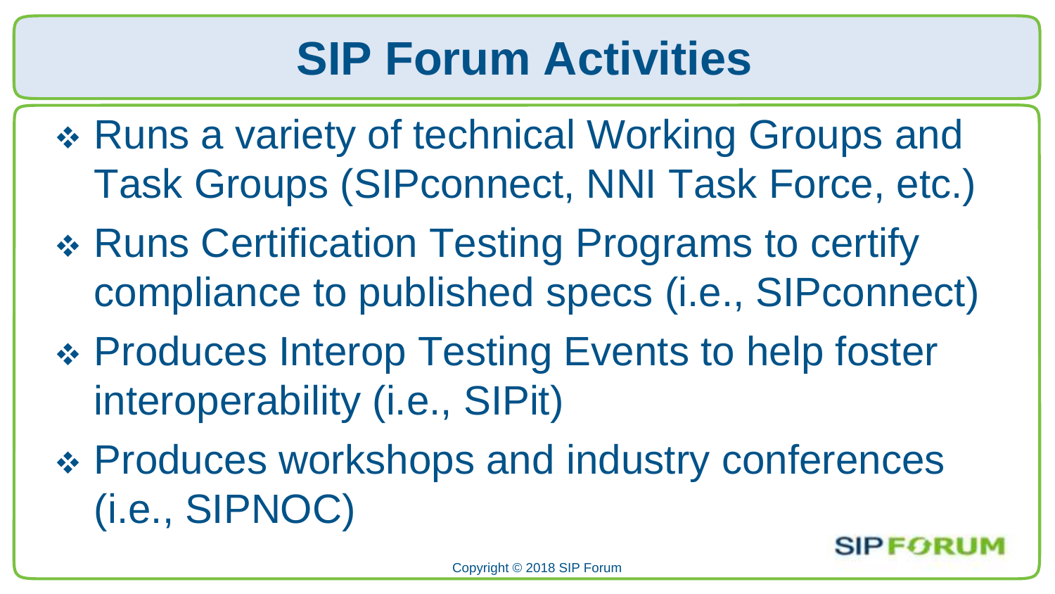# SIP Forum Activities

- Runs a variety of technical Working Groups and Task Groups (SIPconnect, NNI Task Force, etc.)
- Runs Certification Testing Programs to certify compliance to published specs (i.e., SIPconnect)
- Produces Interop Testing Events to help foster interoperability (i.e., SIPit)
- Produces workshops and industry conferences (i.e., SIPNOC)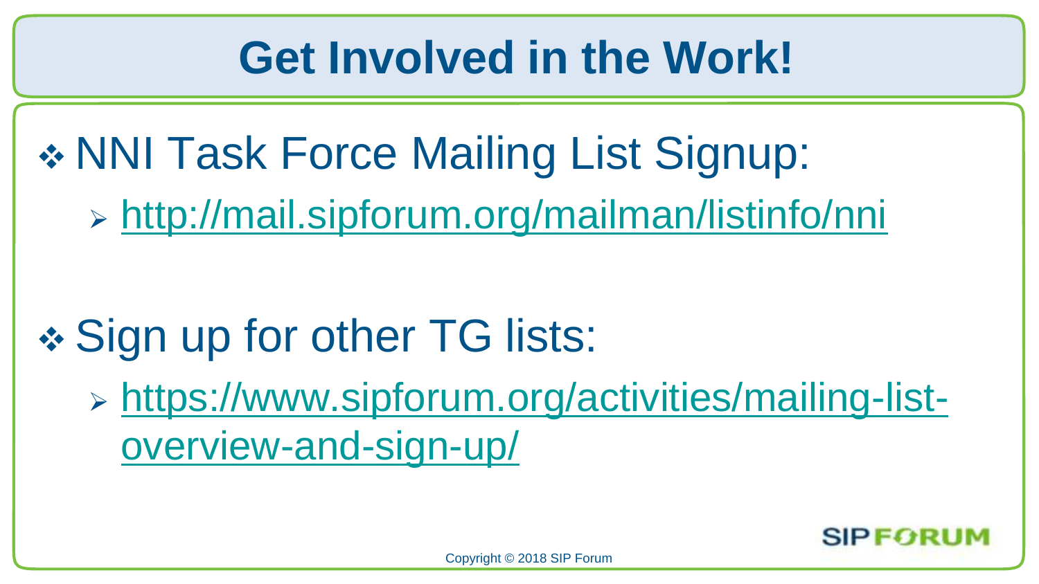# Get Involved in the Work!

- NNI Task Force Mailing List Signup:
  - http://mail.sipforum.org/mailman/listinfo/nni

- Sign up for other TG lists:
  - https://www.sipforum.org/activities/mailing-list-overview-and-sign-up/

Copyright © 2018 SIP Forum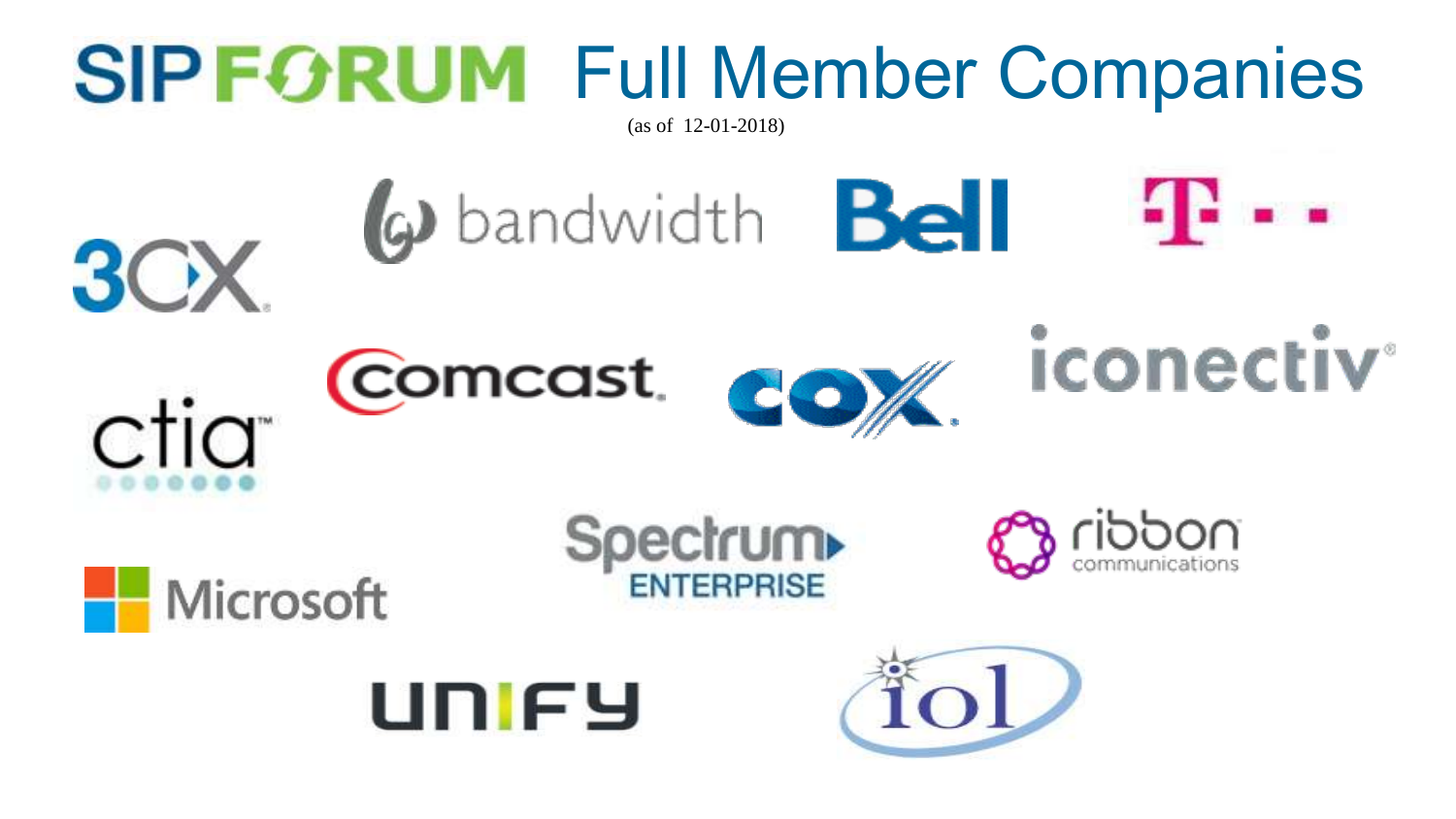# SIPFORUM Full Member Companies

(as of 12-01-2018)

- bandwidth
- Bell
- T-Mobile
- 3CX
- comcast
- cox
- iconectiv
- ctia
- Spectrum Enterprise
- ribbon communications
- Microsoft
- UNIFY
- iol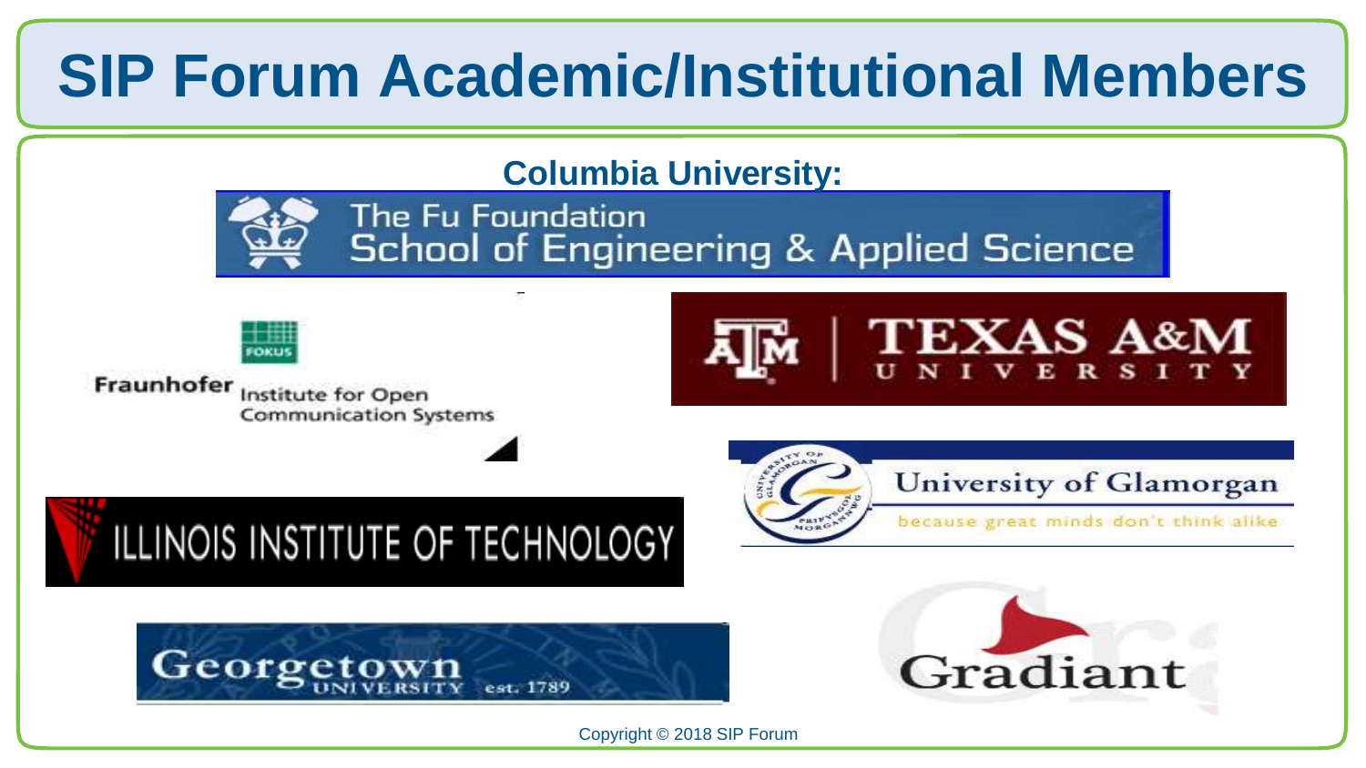# SIP Forum Academic/Institutional Members

**Columbia University:**

The Fu Foundation School of Engineering & Applied Science

FOKUS

Fraunhofer Institute for Open Communication Systems

TEXAS A&M UNIVERSITY

University of Glamorgan

because great minds don't think alike

ILLINOIS INSTITUTE OF TECHNOLOGY

Georgetown UNIVERSITY est. 1789

Gradiant

Copyright © 2018 SIP Forum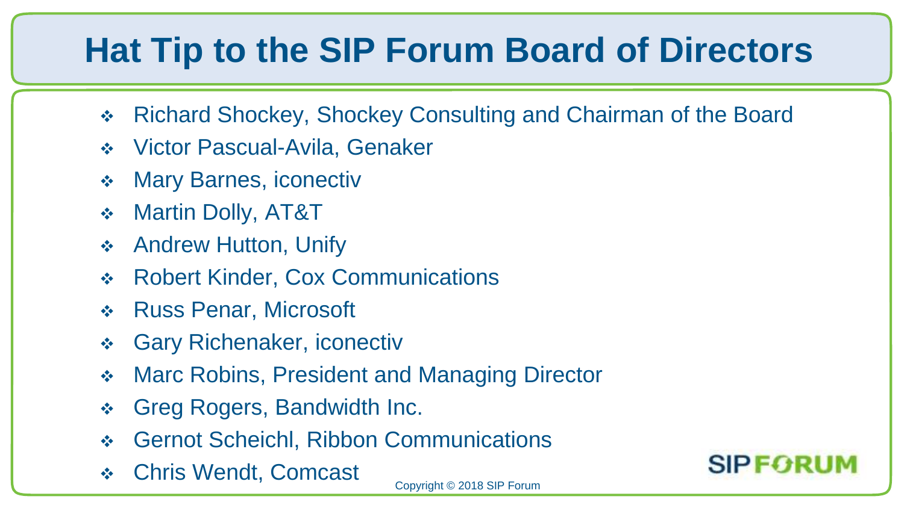# Hat Tip to the SIP Forum Board of Directors

- Richard Shockey, Shockey Consulting and Chairman of the Board
- Victor Pascual-Avila, Genaker
- Mary Barnes, iconectiv
- Martin Dolly, AT&T
- Andrew Hutton, Unify
- Robert Kinder, Cox Communications
- Russ Penar, Microsoft
- Gary Richenaker, iconectiv
- Marc Robins, President and Managing Director
- Greg Rogers, Bandwidth Inc.
- Gernot Scheichl, Ribbon Communications
- Chris Wendt, Comcast

Copyright © 2018 SIP Forum

SIP FORUM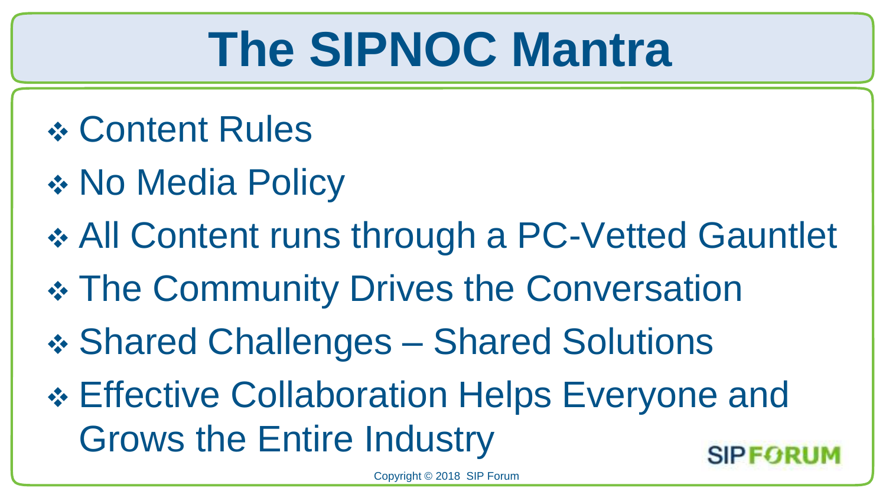# The SIPNOC Mantra

- Content Rules
- No Media Policy
- All Content runs through a PC-Vetted Gauntlet
- The Community Drives the Conversation
- Shared Challenges – Shared Solutions
- Effective Collaboration Helps Everyone and Grows the Entire Industry

SIPFORUM

Copyright © 2018 SIP Forum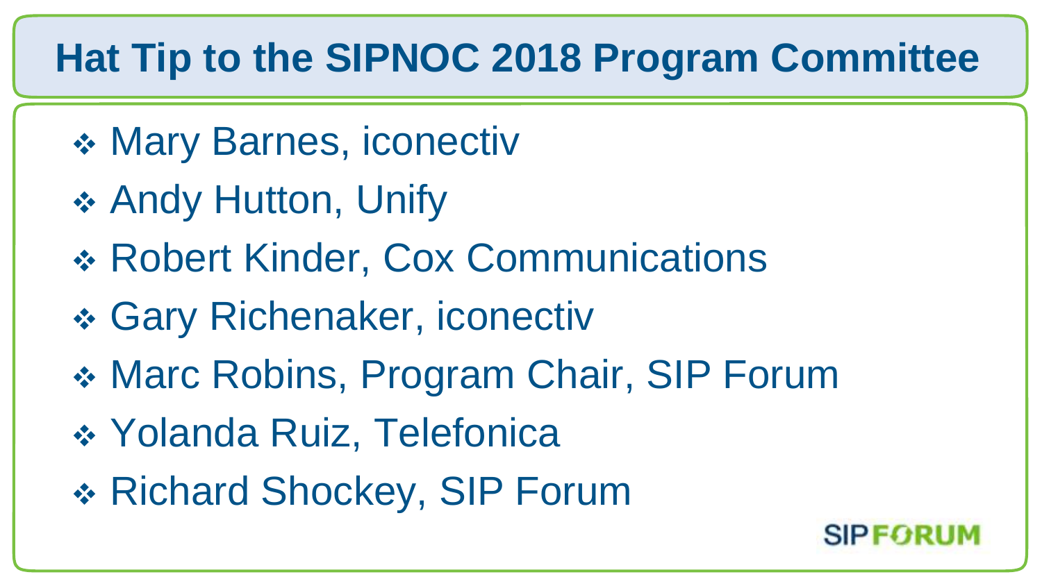# Hat Tip to the SIPNOC 2018 Program Committee

- Mary Barnes, iconectiv
- Andy Hutton, Unify
- Robert Kinder, Cox Communications
- Gary Richenaker, iconectiv
- Marc Robins, Program Chair, SIP Forum
- Yolanda Ruiz, Telefonica
- Richard Shockey, SIP Forum

SIP FORUM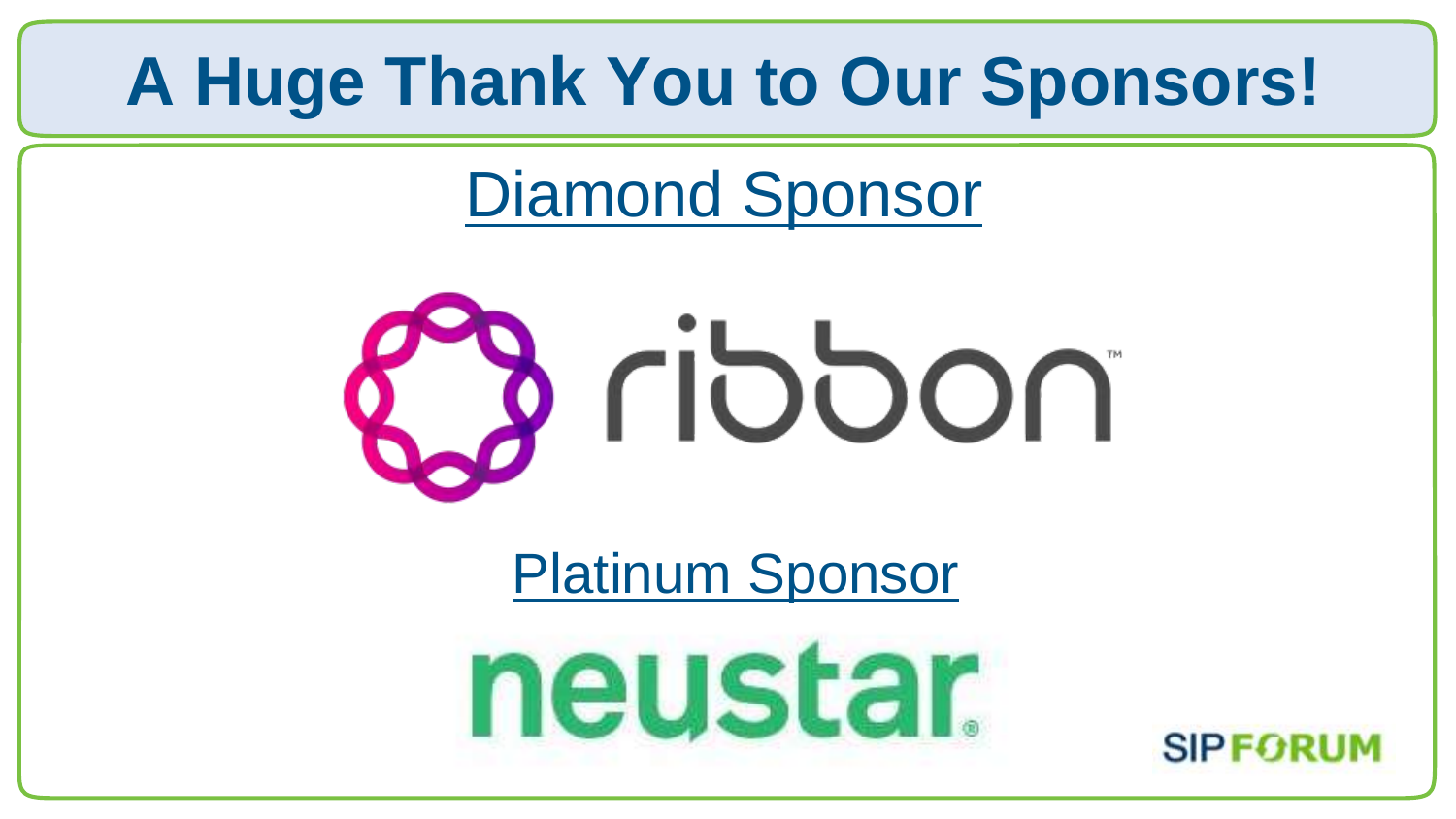# A Huge Thank You to Our Sponsors!

Diamond Sponsor

ribbon™

Platinum Sponsor

neustar®

SIPFORUM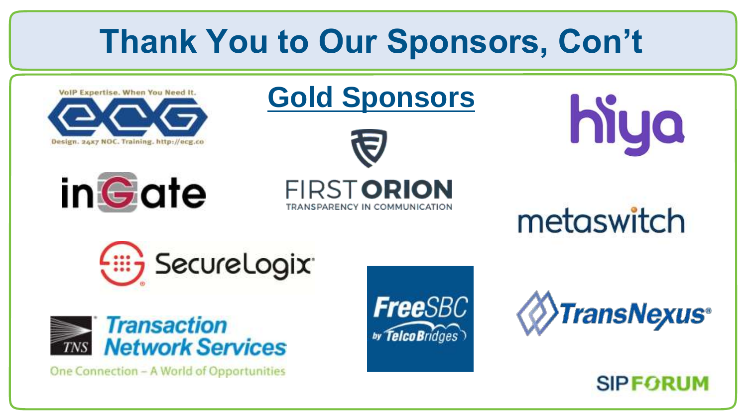# Thank You to Our Sponsors, Con't

## Gold Sponsors

VoIP Expertise. When You Need It.
ECG
Design. 24x7 NOC. Training. http://ecg.co

inGate

FIRST ORION
TRANSPARENCY IN COMMUNICATION

hiya

metaswitch

SecureLogix

Transaction Network Services
TNS
One Connection – A World of Opportunities

FreeSBC by TelcoBridges

TransNexus

SIP FORUM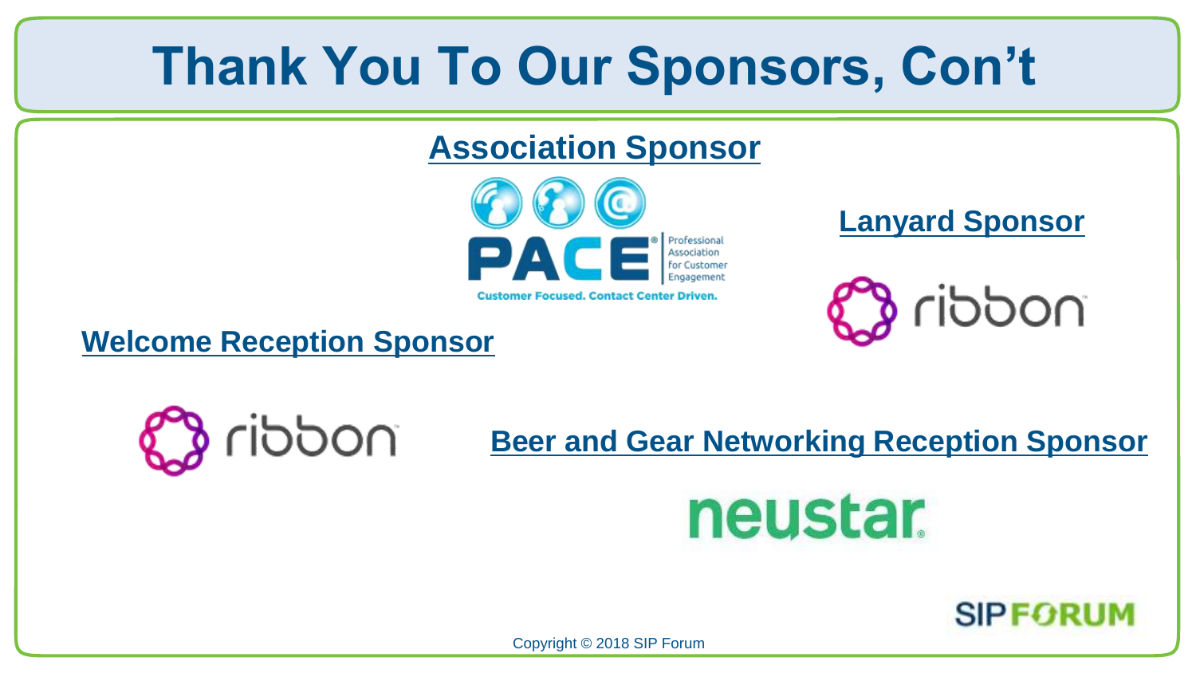# Thank You To Our Sponsors, Con't

## Association Sponsor

PACE Professional Association for Customer Engagement

Customer Focused. Contact Center Driven.

## Lanyard Sponsor

ribbon

## Welcome Reception Sponsor

ribbon

## Beer and Gear Networking Reception Sponsor

neustar

SIP FORUM

Copyright © 2018 SIP Forum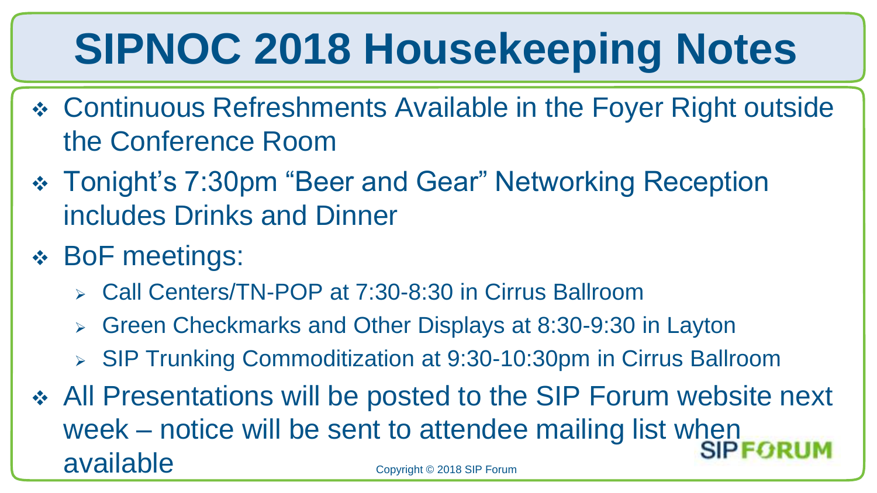# SIPNOC 2018 Housekeeping Notes

- Continuous Refreshments Available in the Foyer Right outside the Conference Room
- Tonight's 7:30pm "Beer and Gear" Networking Reception includes Drinks and Dinner
- BoF meetings:
  - Call Centers/TN-POP at 7:30-8:30 in Cirrus Ballroom
  - Green Checkmarks and Other Displays at 8:30-9:30 in Layton
  - SIP Trunking Commoditization at 9:30-10:30pm in Cirrus Ballroom
- All Presentations will be posted to the SIP Forum website next week – notice will be sent to attendee mailing list when available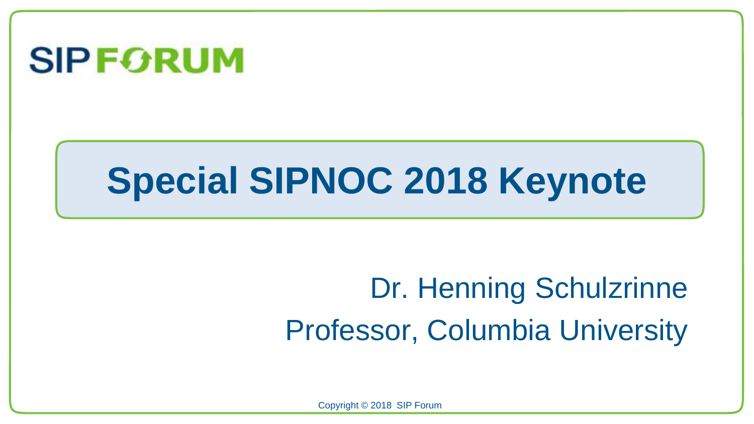SIP FORUM

# Special SIPNOC 2018 Keynote

Dr. Henning Schulzrinne

Professor, Columbia University

Copyright © 2018 SIP Forum